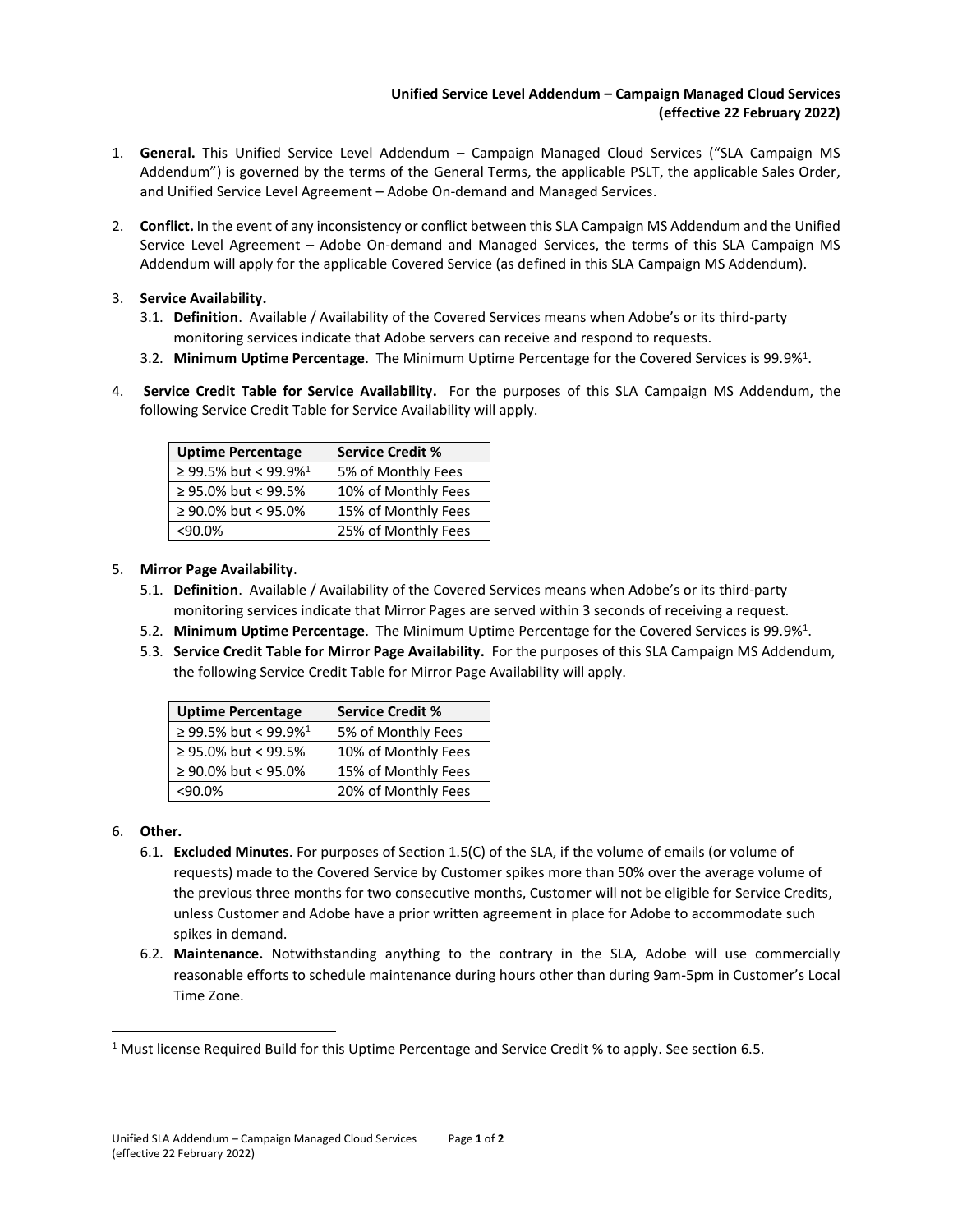**Unified Service Level Addendum – Campaign Managed Cloud Services**
**(effective 22 February 2022)**

1. **General.** This Unified Service Level Addendum – Campaign Managed Cloud Services ("SLA Campaign MS Addendum") is governed by the terms of the General Terms, the applicable PSLT, the applicable Sales Order, and Unified Service Level Agreement – Adobe On-demand and Managed Services.

2. **Conflict.** In the event of any inconsistency or conflict between this SLA Campaign MS Addendum and the Unified Service Level Agreement – Adobe On-demand and Managed Services, the terms of this SLA Campaign MS Addendum will apply for the applicable Covered Service (as defined in this SLA Campaign MS Addendum).

3. **Service Availability.**
   3.1. **Definition**. Available / Availability of the Covered Services means when Adobe's or its third-party monitoring services indicate that Adobe servers can receive and respond to requests.
   3.2. **Minimum Uptime Percentage**. The Minimum Uptime Percentage for the Covered Services is 99.9%[1].

4. **Service Credit Table for Service Availability.** For the purposes of this SLA Campaign MS Addendum, the following Service Credit Table for Service Availability will apply.

| Uptime Percentage | Service Credit % |
|---|---|
| ≥ 99.5% but < 99.9%[1] | 5% of Monthly Fees |
| ≥ 95.0% but < 99.5% | 10% of Monthly Fees |
| ≥ 90.0% but < 95.0% | 15% of Monthly Fees |
| <90.0% | 25% of Monthly Fees |

5. **Mirror Page Availability**.
   5.1. **Definition**. Available / Availability of the Covered Services means when Adobe's or its third-party monitoring services indicate that Mirror Pages are served within 3 seconds of receiving a request.
   5.2. **Minimum Uptime Percentage**. The Minimum Uptime Percentage for the Covered Services is 99.9%[1].
   5.3. **Service Credit Table for Mirror Page Availability.** For the purposes of this SLA Campaign MS Addendum, the following Service Credit Table for Mirror Page Availability will apply.

| Uptime Percentage | Service Credit % |
|---|---|
| ≥ 99.5% but < 99.9%[1] | 5% of Monthly Fees |
| ≥ 95.0% but < 99.5% | 10% of Monthly Fees |
| ≥ 90.0% but < 95.0% | 15% of Monthly Fees |
| <90.0% | 20% of Monthly Fees |

6. **Other.**
   6.1. **Excluded Minutes**. For purposes of Section 1.5(C) of the SLA, if the volume of emails (or volume of requests) made to the Covered Service by Customer spikes more than 50% over the average volume of the previous three months for two consecutive months, Customer will not be eligible for Service Credits, unless Customer and Adobe have a prior written agreement in place for Adobe to accommodate such spikes in demand.
   6.2. **Maintenance.** Notwithstanding anything to the contrary in the SLA, Adobe will use commercially reasonable efforts to schedule maintenance during hours other than during 9am-5pm in Customer's Local Time Zone.

---

[1] Must license Required Build for this Uptime Percentage and Service Credit % to apply. See section 6.5.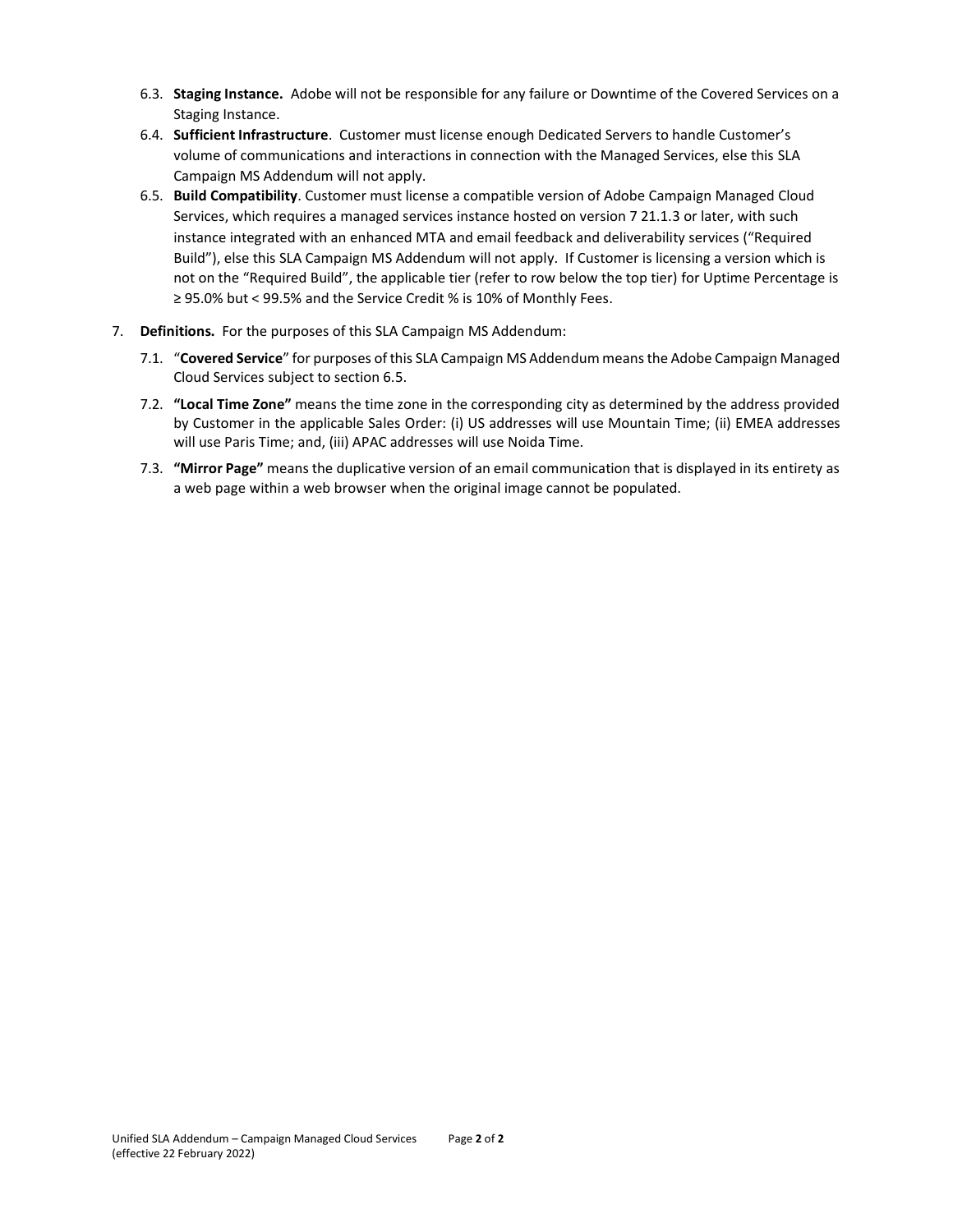6.3. **Staging Instance.** Adobe will not be responsible for any failure or Downtime of the Covered Services on a Staging Instance.

6.4. **Sufficient Infrastructure**. Customer must license enough Dedicated Servers to handle Customer's volume of communications and interactions in connection with the Managed Services, else this SLA Campaign MS Addendum will not apply.

6.5. **Build Compatibility**. Customer must license a compatible version of Adobe Campaign Managed Cloud Services, which requires a managed services instance hosted on version 7 21.1.3 or later, with such instance integrated with an enhanced MTA and email feedback and deliverability services ("Required Build"), else this SLA Campaign MS Addendum will not apply. If Customer is licensing a version which is not on the "Required Build", the applicable tier (refer to row below the top tier) for Uptime Percentage is ≥ 95.0% but < 99.5% and the Service Credit % is 10% of Monthly Fees.

7. **Definitions.** For the purposes of this SLA Campaign MS Addendum:

7.1. "**Covered Service**" for purposes of this SLA Campaign MS Addendum means the Adobe Campaign Managed Cloud Services subject to section 6.5.

7.2. **"Local Time Zone"** means the time zone in the corresponding city as determined by the address provided by Customer in the applicable Sales Order: (i) US addresses will use Mountain Time; (ii) EMEA addresses will use Paris Time; and, (iii) APAC addresses will use Noida Time.

7.3. **"Mirror Page"** means the duplicative version of an email communication that is displayed in its entirety as a web page within a web browser when the original image cannot be populated.

Unified SLA Addendum – Campaign Managed Cloud Services
(effective 22 February 2022)